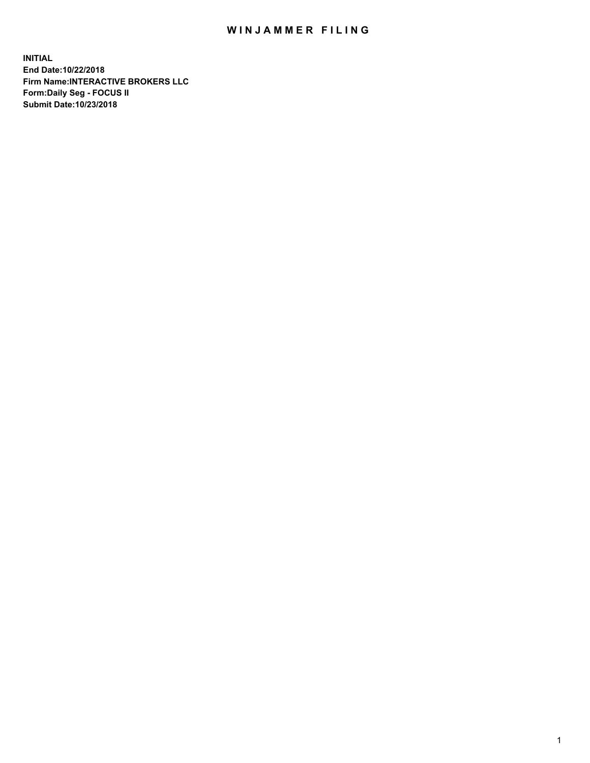# WINJAMMER FILING

**INITIAL**
**End Date:10/22/2018**
**Firm Name:INTERACTIVE BROKERS LLC**
**Form:Daily Seg - FOCUS II**
**Submit Date:10/23/2018**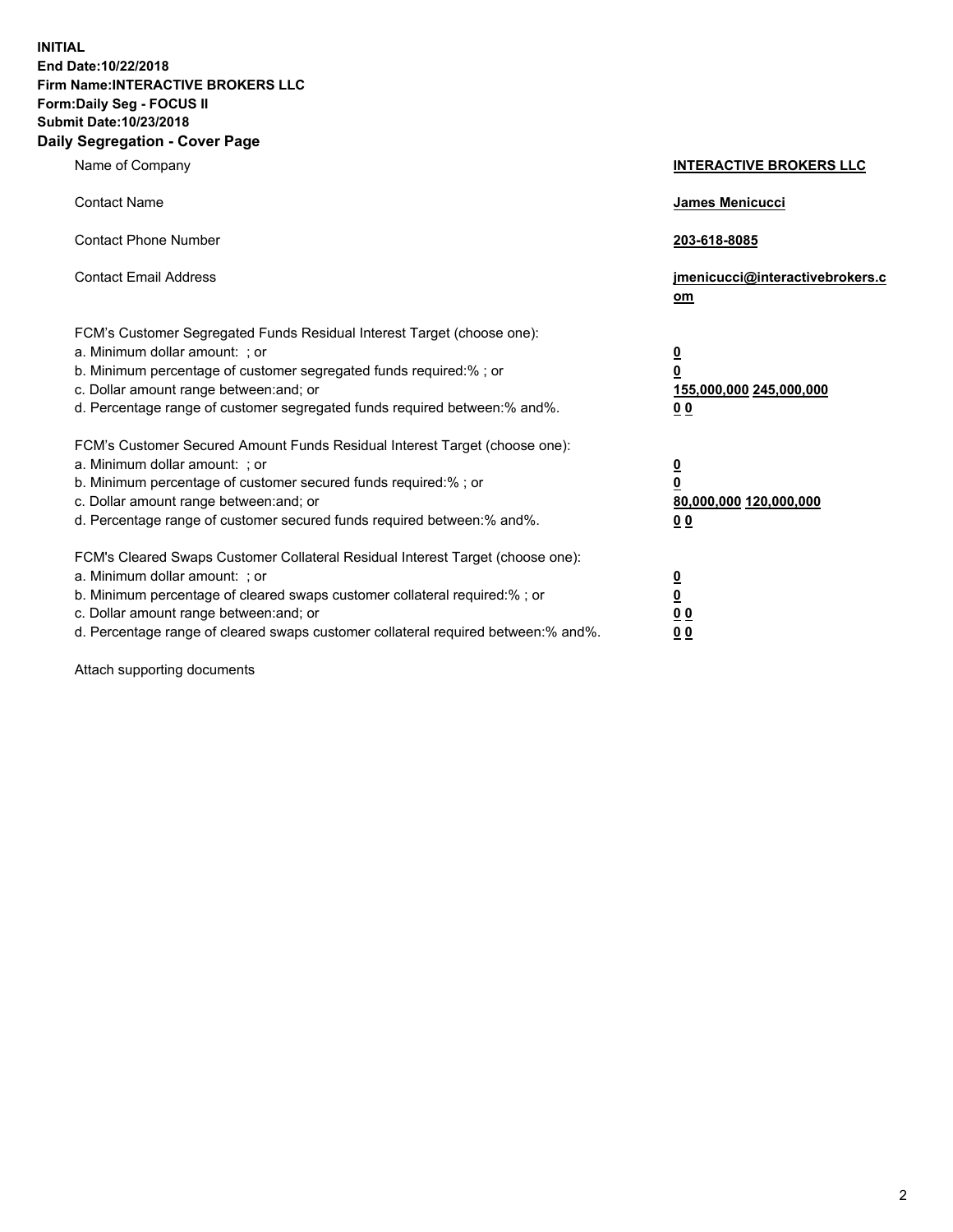**INITIAL**
**End Date:10/22/2018**
**Firm Name:INTERACTIVE BROKERS LLC**
**Form:Daily Seg - FOCUS II**
**Submit Date:10/23/2018**

## Daily Segregation - Cover Page

| | |
|---|---|
| Name of Company | **INTERACTIVE BROKERS LLC** |
| Contact Name | **James Menicucci** |
| Contact Phone Number | **203-618-8085** |
| Contact Email Address | **jmenicucci@interactivebrokers.com** |

FCM's Customer Segregated Funds Residual Interest Target (choose one):

| | |
|---|---|
| a. Minimum dollar amount: ; or | **0** |
| b. Minimum percentage of customer segregated funds required:% ; or | **0** |
| c. Dollar amount range between:and; or | **155,000,000 245,000,000** |
| d. Percentage range of customer segregated funds required between:% and%. | **0 0** |

FCM's Customer Secured Amount Funds Residual Interest Target (choose one):

| | |
|---|---|
| a. Minimum dollar amount: ; or | **0** |
| b. Minimum percentage of customer secured funds required:% ; or | **0** |
| c. Dollar amount range between:and; or | **80,000,000 120,000,000** |
| d. Percentage range of customer secured funds required between:% and%. | **0 0** |

FCM's Cleared Swaps Customer Collateral Residual Interest Target (choose one):

| | |
|---|---|
| a. Minimum dollar amount: ; or | **0** |
| b. Minimum percentage of cleared swaps customer collateral required:% ; or | **0** |
| c. Dollar amount range between:and; or | **0 0** |
| d. Percentage range of cleared swaps customer collateral required between:% and%. | **0 0** |

Attach supporting documents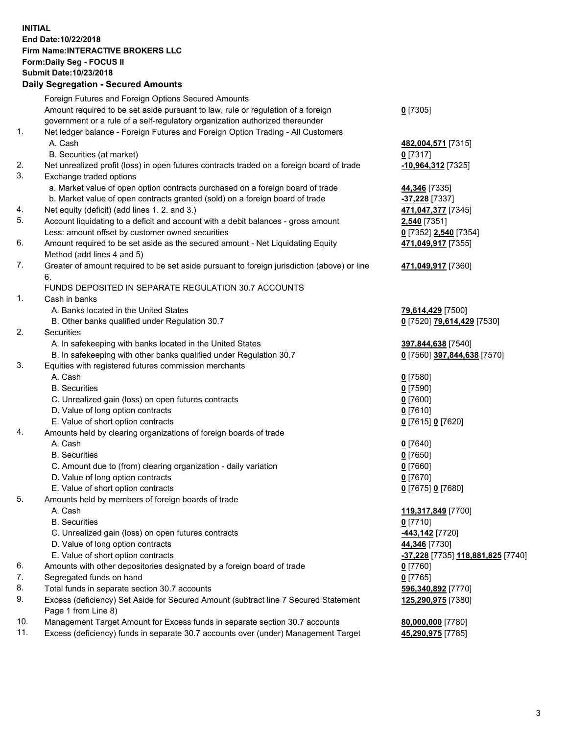**INITIAL**
**End Date:10/22/2018**
**Firm Name:INTERACTIVE BROKERS LLC**
**Form:Daily Seg - FOCUS II**
**Submit Date:10/23/2018**

**Daily Segregation - Secured Amounts**

| | | |
|---|---|---|
| | Foreign Futures and Foreign Options Secured Amounts | |
| | Amount required to be set aside pursuant to law, rule or regulation of a foreign government or a rule of a self-regulatory organization authorized thereunder | **0** [7305] |
| 1. | Net ledger balance - Foreign Futures and Foreign Option Trading - All Customers | |
| | A. Cash | **482,004,571** [7315] |
| | B. Securities (at market) | **0** [7317] |
| 2. | Net unrealized profit (loss) in open futures contracts traded on a foreign board of trade | **-10,964,312** [7325] |
| 3. | Exchange traded options | |
| | a. Market value of open option contracts purchased on a foreign board of trade | **44,346** [7335] |
| | b. Market value of open contracts granted (sold) on a foreign board of trade | **-37,228** [7337] |
| 4. | Net equity (deficit) (add lines 1. 2. and 3.) | **471,047,377** [7345] |
| 5. | Account liquidating to a deficit and account with a debit balances - gross amount | **2,540** [7351] |
| | Less: amount offset by customer owned securities | **0** [7352] **2,540** [7354] |
| 6. | Amount required to be set aside as the secured amount - Net Liquidating Equity Method (add lines 4 and 5) | **471,049,917** [7355] |
| 7. | Greater of amount required to be set aside pursuant to foreign jurisdiction (above) or line 6. | **471,049,917** [7360] |
| | FUNDS DEPOSITED IN SEPARATE REGULATION 30.7 ACCOUNTS | |
| 1. | Cash in banks | |
| | A. Banks located in the United States | **79,614,429** [7500] |
| | B. Other banks qualified under Regulation 30.7 | **0** [7520] **79,614,429** [7530] |
| 2. | Securities | |
| | A. In safekeeping with banks located in the United States | **397,844,638** [7540] |
| | B. In safekeeping with other banks qualified under Regulation 30.7 | **0** [7560] **397,844,638** [7570] |
| 3. | Equities with registered futures commission merchants | |
| | A. Cash | **0** [7580] |
| | B. Securities | **0** [7590] |
| | C. Unrealized gain (loss) on open futures contracts | **0** [7600] |
| | D. Value of long option contracts | **0** [7610] |
| | E. Value of short option contracts | **0** [7615] **0** [7620] |
| 4. | Amounts held by clearing organizations of foreign boards of trade | |
| | A. Cash | **0** [7640] |
| | B. Securities | **0** [7650] |
| | C. Amount due to (from) clearing organization - daily variation | **0** [7660] |
| | D. Value of long option contracts | **0** [7670] |
| | E. Value of short option contracts | **0** [7675] **0** [7680] |
| 5. | Amounts held by members of foreign boards of trade | |
| | A. Cash | **119,317,849** [7700] |
| | B. Securities | **0** [7710] |
| | C. Unrealized gain (loss) on open futures contracts | **-443,142** [7720] |
| | D. Value of long option contracts | **44,346** [7730] |
| | E. Value of short option contracts | **-37,228** [7735] **118,881,825** [7740] |
| 6. | Amounts with other depositories designated by a foreign board of trade | **0** [7760] |
| 7. | Segregated funds on hand | **0** [7765] |
| 8. | Total funds in separate section 30.7 accounts | **596,340,892** [7770] |
| 9. | Excess (deficiency) Set Aside for Secured Amount (subtract line 7 Secured Statement Page 1 from Line 8) | **125,290,975** [7380] |
| 10. | Management Target Amount for Excess funds in separate section 30.7 accounts | **80,000,000** [7780] |
| 11. | Excess (deficiency) funds in separate 30.7 accounts over (under) Management Target | **45,290,975** [7785] |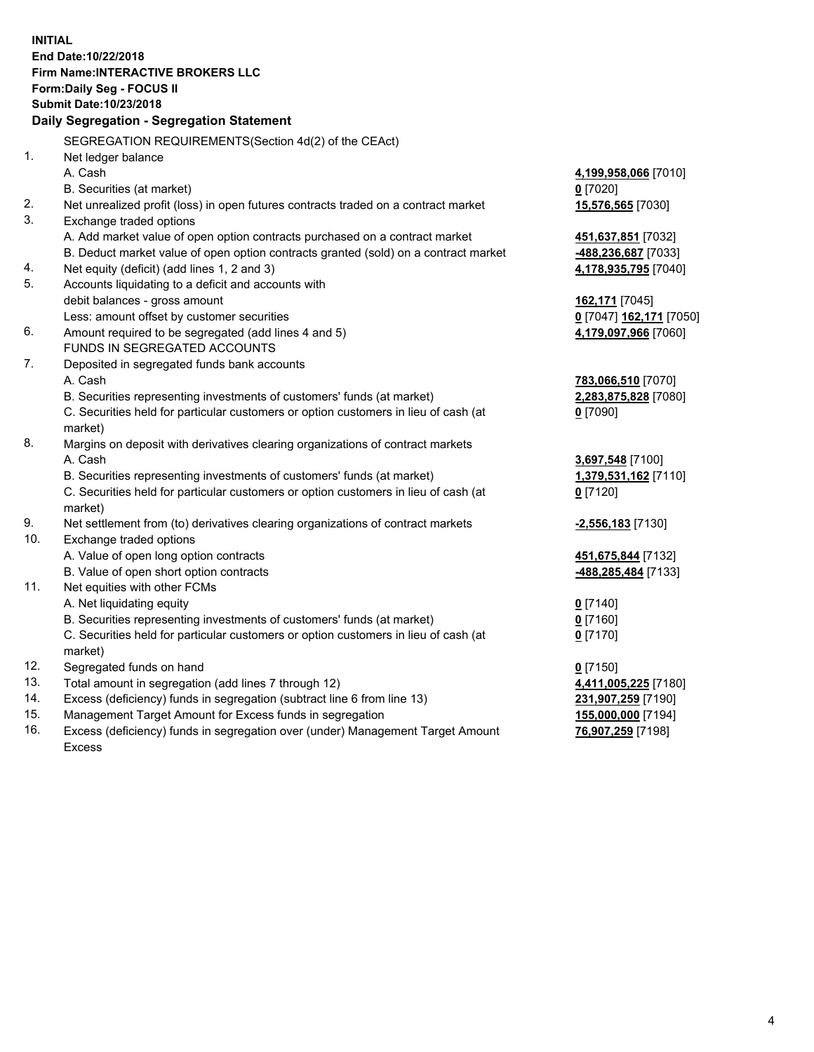**INITIAL**
**End Date:10/22/2018**
**Firm Name:INTERACTIVE BROKERS LLC**
**Form:Daily Seg - FOCUS II**
**Submit Date:10/23/2018**

## Daily Segregation - Segregation Statement

SEGREGATION REQUIREMENTS(Section 4d(2) of the CEAct)

| | | |
|---|---|---|
| 1. | Net ledger balance | |
| | A. Cash | **4,199,958,066** [7010] |
| | B. Securities (at market) | **0** [7020] |
| 2. | Net unrealized profit (loss) in open futures contracts traded on a contract market | **15,576,565** [7030] |
| 3. | Exchange traded options | |
| | A. Add market value of open option contracts purchased on a contract market | **451,637,851** [7032] |
| | B. Deduct market value of open option contracts granted (sold) on a contract market | **-488,236,687** [7033] |
| 4. | Net equity (deficit) (add lines 1, 2 and 3) | **4,178,935,795** [7040] |
| 5. | Accounts liquidating to a deficit and accounts with debit balances - gross amount | **162,171** [7045] |
| | Less: amount offset by customer securities | **0** [7047] **162,171** [7050] |
| 6. | Amount required to be segregated (add lines 4 and 5) | **4,179,097,966** [7060] |
| | FUNDS IN SEGREGATED ACCOUNTS | |
| 7. | Deposited in segregated funds bank accounts | |
| | A. Cash | **783,066,510** [7070] |
| | B. Securities representing investments of customers' funds (at market) | **2,283,875,828** [7080] |
| | C. Securities held for particular customers or option customers in lieu of cash (at market) | **0** [7090] |
| 8. | Margins on deposit with derivatives clearing organizations of contract markets | |
| | A. Cash | **3,697,548** [7100] |
| | B. Securities representing investments of customers' funds (at market) | **1,379,531,162** [7110] |
| | C. Securities held for particular customers or option customers in lieu of cash (at market) | **0** [7120] |
| 9. | Net settlement from (to) derivatives clearing organizations of contract markets | **-2,556,183** [7130] |
| 10. | Exchange traded options | |
| | A. Value of open long option contracts | **451,675,844** [7132] |
| | B. Value of open short option contracts | **-488,285,484** [7133] |
| 11. | Net equities with other FCMs | |
| | A. Net liquidating equity | **0** [7140] |
| | B. Securities representing investments of customers' funds (at market) | **0** [7160] |
| | C. Securities held for particular customers or option customers in lieu of cash (at market) | **0** [7170] |
| 12. | Segregated funds on hand | **0** [7150] |
| 13. | Total amount in segregation (add lines 7 through 12) | **4,411,005,225** [7180] |
| 14. | Excess (deficiency) funds in segregation (subtract line 6 from line 13) | **231,907,259** [7190] |
| 15. | Management Target Amount for Excess funds in segregation | **155,000,000** [7194] |
| 16. | Excess (deficiency) funds in segregation over (under) Management Target Amount Excess | **76,907,259** [7198] |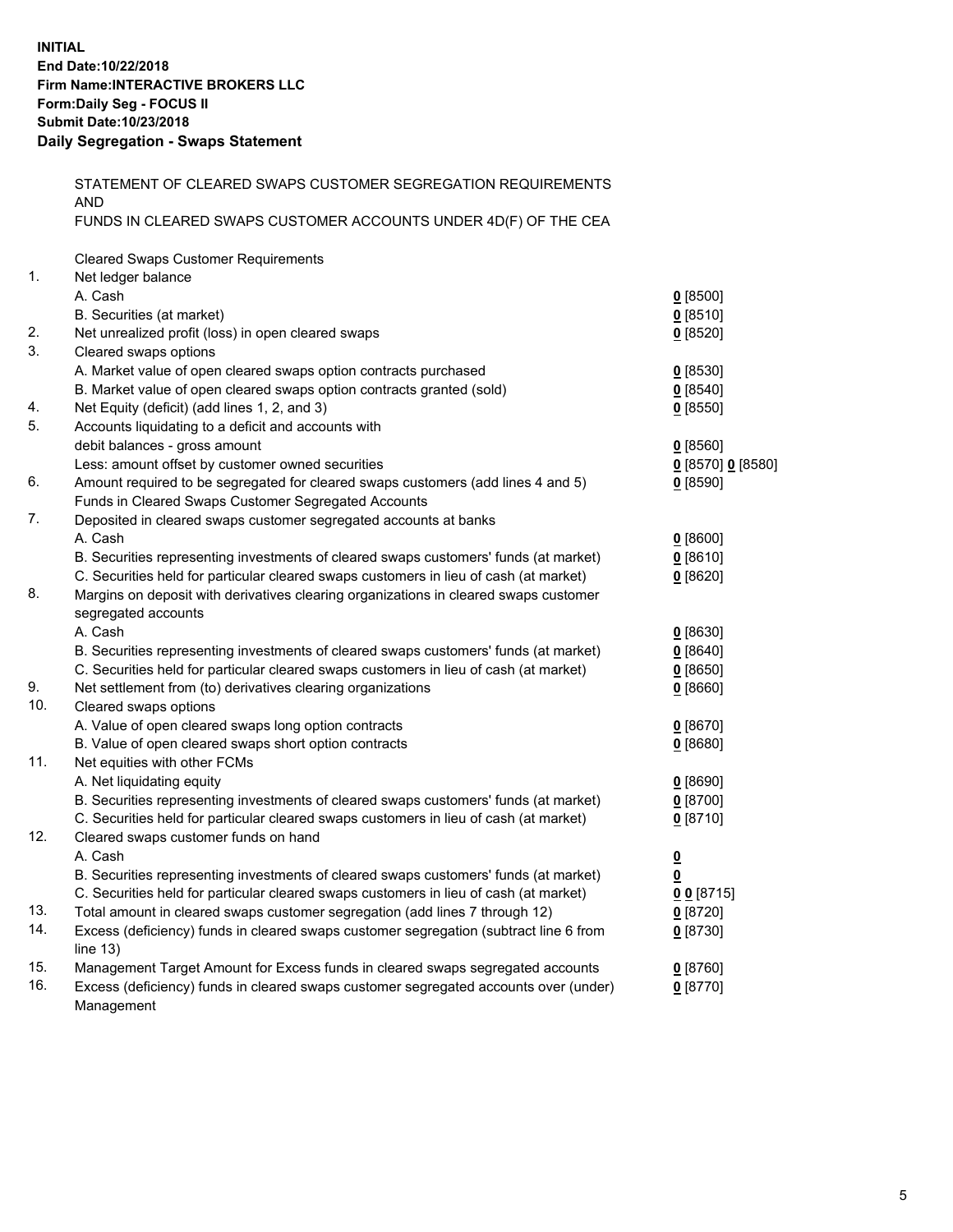**INITIAL**
**End Date:10/22/2018**
**Firm Name:INTERACTIVE BROKERS LLC**
**Form:Daily Seg - FOCUS II**
**Submit Date:10/23/2018**
**Daily Segregation - Swaps Statement**

STATEMENT OF CLEARED SWAPS CUSTOMER SEGREGATION REQUIREMENTS AND FUNDS IN CLEARED SWAPS CUSTOMER ACCOUNTS UNDER 4D(F) OF THE CEA

| | | |
|---|---|---|
| | Cleared Swaps Customer Requirements | |
| 1. | Net ledger balance | |
| | A. Cash | 0 [8500] |
| | B. Securities (at market) | 0 [8510] |
| 2. | Net unrealized profit (loss) in open cleared swaps | 0 [8520] |
| 3. | Cleared swaps options | |
| | A. Market value of open cleared swaps option contracts purchased | 0 [8530] |
| | B. Market value of open cleared swaps option contracts granted (sold) | 0 [8540] |
| 4. | Net Equity (deficit) (add lines 1, 2, and 3) | 0 [8550] |
| 5. | Accounts liquidating to a deficit and accounts with debit balances - gross amount | 0 [8560] |
| | Less: amount offset by customer owned securities | 0 [8570] 0 [8580] |
| 6. | Amount required to be segregated for cleared swaps customers (add lines 4 and 5) | 0 [8590] |
| | Funds in Cleared Swaps Customer Segregated Accounts | |
| 7. | Deposited in cleared swaps customer segregated accounts at banks | |
| | A. Cash | 0 [8600] |
| | B. Securities representing investments of cleared swaps customers' funds (at market) | 0 [8610] |
| | C. Securities held for particular cleared swaps customers in lieu of cash (at market) | 0 [8620] |
| 8. | Margins on deposit with derivatives clearing organizations in cleared swaps customer segregated accounts | |
| | A. Cash | 0 [8630] |
| | B. Securities representing investments of cleared swaps customers' funds (at market) | 0 [8640] |
| | C. Securities held for particular cleared swaps customers in lieu of cash (at market) | 0 [8650] |
| 9. | Net settlement from (to) derivatives clearing organizations | 0 [8660] |
| 10. | Cleared swaps options | |
| | A. Value of open cleared swaps long option contracts | 0 [8670] |
| | B. Value of open cleared swaps short option contracts | 0 [8680] |
| 11. | Net equities with other FCMs | |
| | A. Net liquidating equity | 0 [8690] |
| | B. Securities representing investments of cleared swaps customers' funds (at market) | 0 [8700] |
| | C. Securities held for particular cleared swaps customers in lieu of cash (at market) | 0 [8710] |
| 12. | Cleared swaps customer funds on hand | |
| | A. Cash | 0 |
| | B. Securities representing investments of cleared swaps customers' funds (at market) | 0 |
| | C. Securities held for particular cleared swaps customers in lieu of cash (at market) | 0 0 [8715] |
| 13. | Total amount in cleared swaps customer segregation (add lines 7 through 12) | 0 [8720] |
| 14. | Excess (deficiency) funds in cleared swaps customer segregation (subtract line 6 from line 13) | 0 [8730] |
| 15. | Management Target Amount for Excess funds in cleared swaps segregated accounts | 0 [8760] |
| 16. | Excess (deficiency) funds in cleared swaps customer segregated accounts over (under) Management | 0 [8770] |